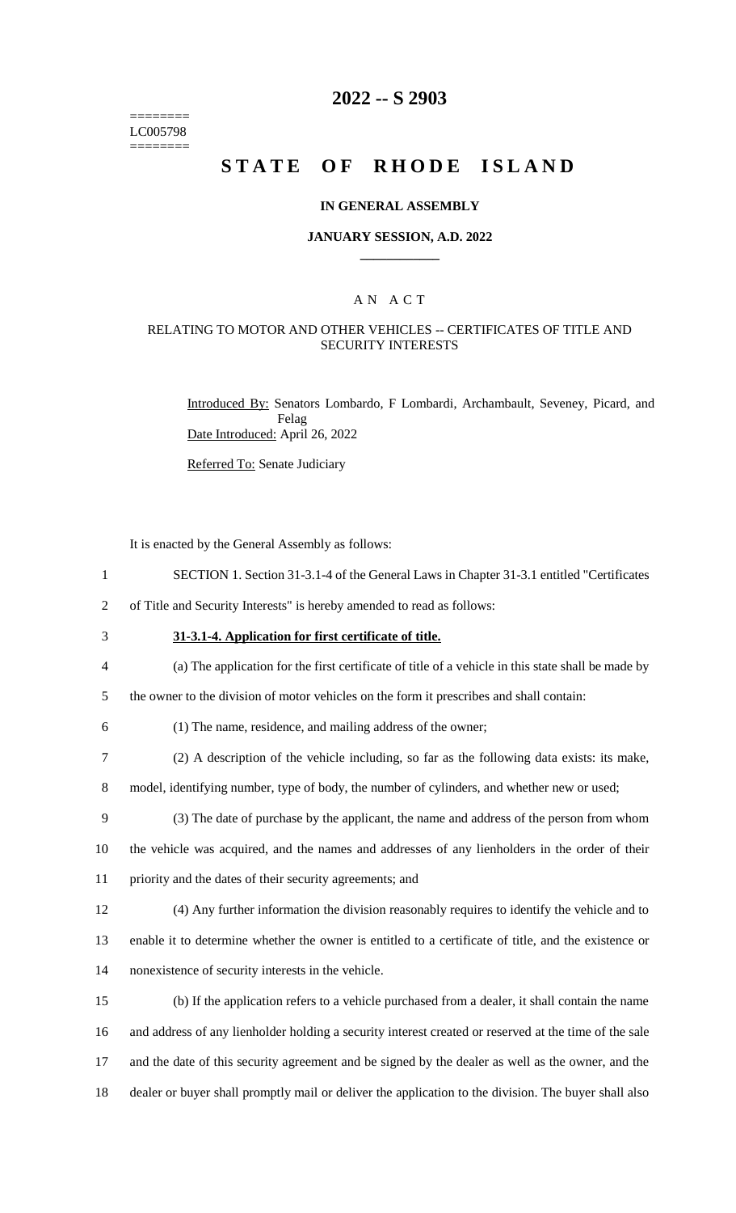========
LC005798
========

# 2022 -- S 2903

# STATE OF RHODE ISLAND

### IN GENERAL ASSEMBLY

### JANUARY SESSION, A.D. 2022

---

### A N A C T

### RELATING TO MOTOR AND OTHER VEHICLES -- CERTIFICATES OF TITLE AND SECURITY INTERESTS

Introduced By: Senators Lombardo, F Lombardi, Archambault, Seveney, Picard, and Felag

Date Introduced: April 26, 2022

Referred To: Senate Judiciary

It is enacted by the General Assembly as follows:

1 SECTION 1. Section 31-3.1-4 of the General Laws in Chapter 31-3.1 entitled "Certificates
2 of Title and Security Interests" is hereby amended to read as follows:

3 **31-3.1-4. Application for first certificate of title.**

4 (a) The application for the first certificate of title of a vehicle in this state shall be made by
5 the owner to the division of motor vehicles on the form it prescribes and shall contain:

6 (1) The name, residence, and mailing address of the owner;

7 (2) A description of the vehicle including, so far as the following data exists: its make,
8 model, identifying number, type of body, the number of cylinders, and whether new or used;

9 (3) The date of purchase by the applicant, the name and address of the person from whom
10 the vehicle was acquired, and the names and addresses of any lienholders in the order of their
11 priority and the dates of their security agreements; and

12 (4) Any further information the division reasonably requires to identify the vehicle and to
13 enable it to determine whether the owner is entitled to a certificate of title, and the existence or
14 nonexistence of security interests in the vehicle.

15 (b) If the application refers to a vehicle purchased from a dealer, it shall contain the name
16 and address of any lienholder holding a security interest created or reserved at the time of the sale
17 and the date of this security agreement and be signed by the dealer as well as the owner, and the
18 dealer or buyer shall promptly mail or deliver the application to the division. The buyer shall also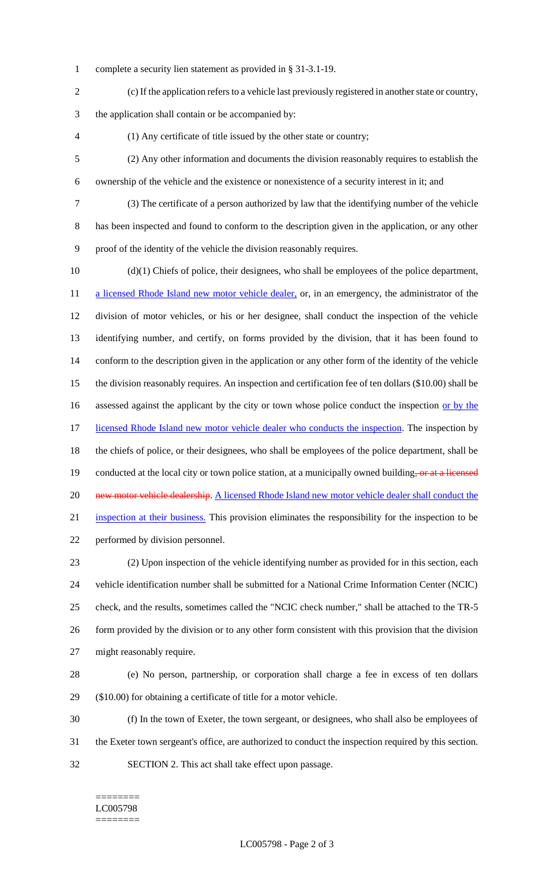complete a security lien statement as provided in § 31-3.1-19.

(c) If the application refers to a vehicle last previously registered in another state or country, the application shall contain or be accompanied by:

(1) Any certificate of title issued by the other state or country;

(2) Any other information and documents the division reasonably requires to establish the ownership of the vehicle and the existence or nonexistence of a security interest in it; and

(3) The certificate of a person authorized by law that the identifying number of the vehicle has been inspected and found to conform to the description given in the application, or any other proof of the identity of the vehicle the division reasonably requires.

(d)(1) Chiefs of police, their designees, who shall be employees of the police department, a licensed Rhode Island new motor vehicle dealer, or, in an emergency, the administrator of the division of motor vehicles, or his or her designee, shall conduct the inspection of the vehicle identifying number, and certify, on forms provided by the division, that it has been found to conform to the description given in the application or any other form of the identity of the vehicle the division reasonably requires. An inspection and certification fee of ten dollars ($10.00) shall be assessed against the applicant by the city or town whose police conduct the inspection or by the licensed Rhode Island new motor vehicle dealer who conducts the inspection. The inspection by the chiefs of police, or their designees, who shall be employees of the police department, shall be conducted at the local city or town police station, at a municipally owned building~~, or at a licensed new motor vehicle dealership~~. A licensed Rhode Island new motor vehicle dealer shall conduct the inspection at their business. This provision eliminates the responsibility for the inspection to be performed by division personnel.

(2) Upon inspection of the vehicle identifying number as provided for in this section, each vehicle identification number shall be submitted for a National Crime Information Center (NCIC) check, and the results, sometimes called the "NCIC check number," shall be attached to the TR-5 form provided by the division or to any other form consistent with this provision that the division might reasonably require.

(e) No person, partnership, or corporation shall charge a fee in excess of ten dollars ($10.00) for obtaining a certificate of title for a motor vehicle.

(f) In the town of Exeter, the town sergeant, or designees, who shall also be employees of the Exeter town sergeant's office, are authorized to conduct the inspection required by this section.

SECTION 2. This act shall take effect upon passage.

========
LC005798
========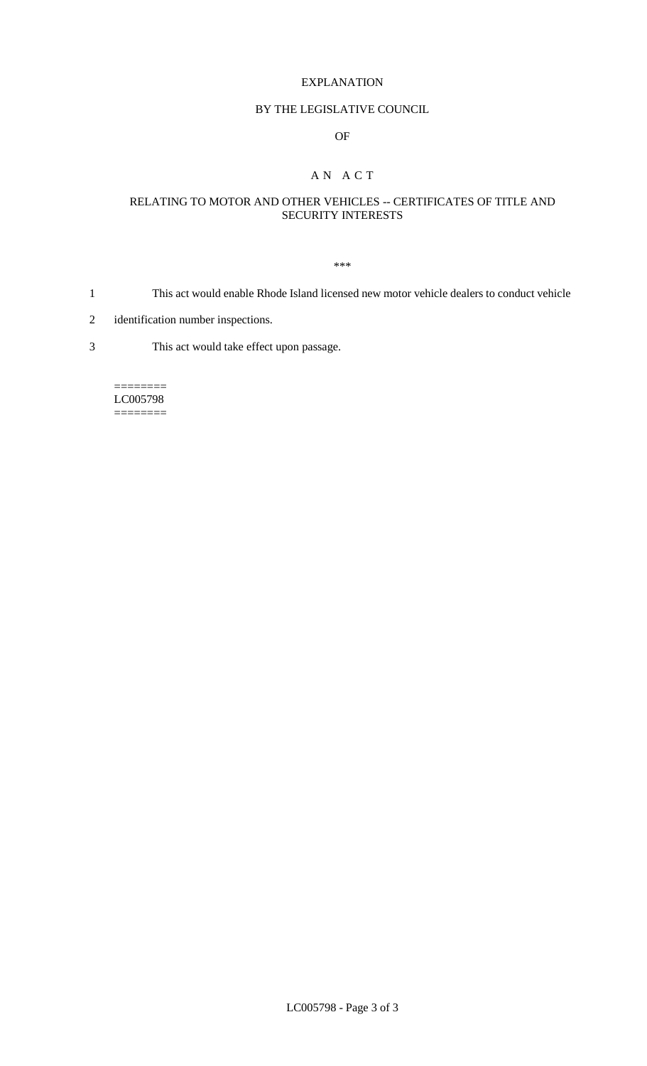EXPLANATION

BY THE LEGISLATIVE COUNCIL

OF

# A N A C T

RELATING TO MOTOR AND OTHER VEHICLES -- CERTIFICATES OF TITLE AND SECURITY INTERESTS

\*\*\*

1 This act would enable Rhode Island licensed new motor vehicle dealers to conduct vehicle
2 identification number inspections.
3 This act would take effect upon passage.

========
LC005798
========